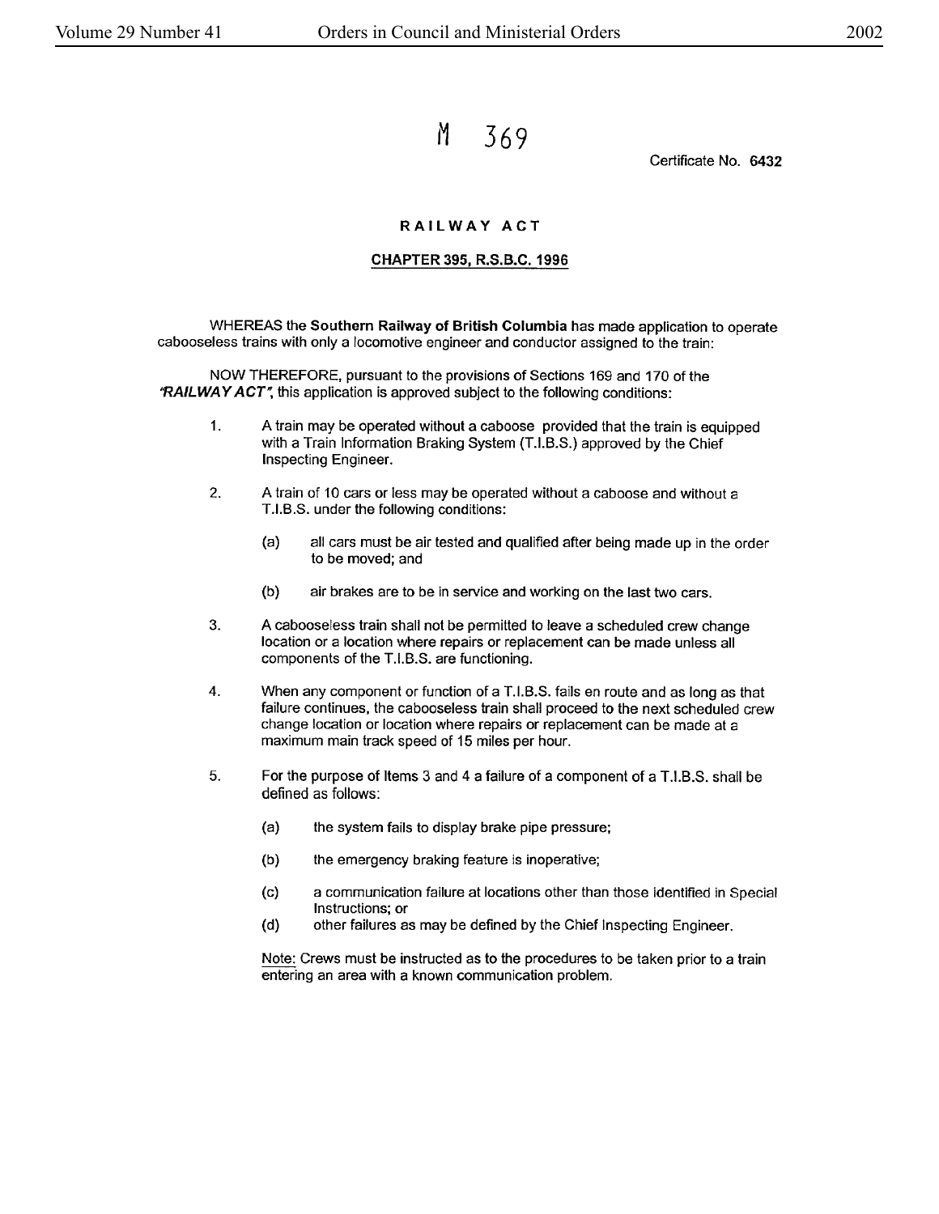M 369

Certificate No. **6432**

## RAILWAY ACT

### CHAPTER 395, R.S.B.C. 1996

WHEREAS the **Southern Railway of British Columbia** has made application to operate cabooseless trains with only a locomotive engineer and conductor assigned to the train:

NOW THEREFORE, pursuant to the provisions of Sections 169 and 170 of the ***"RAILWAY ACT"***, this application is approved subject to the following conditions:

1. A train may be operated without a caboose provided that the train is equipped with a Train Information Braking System (T.I.B.S.) approved by the Chief Inspecting Engineer.

2. A train of 10 cars or less may be operated without a caboose and without a T.I.B.S. under the following conditions:

   (a) all cars must be air tested and qualified after being made up in the order to be moved; and

   (b) air brakes are to be in service and working on the last two cars.

3. A cabooseless train shall not be permitted to leave a scheduled crew change location or a location where repairs or replacement can be made unless all components of the T.I.B.S. are functioning.

4. When any component or function of a T.I.B.S. fails en route and as long as that failure continues, the cabooseless train shall proceed to the next scheduled crew change location or location where repairs or replacement can be made at a maximum main track speed of 15 miles per hour.

5. For the purpose of Items 3 and 4 a failure of a component of a T.I.B.S. shall be defined as follows:

   (a) the system fails to display brake pipe pressure;

   (b) the emergency braking feature is inoperative;

   (c) a communication failure at locations other than those identified in Special Instructions; or

   (d) other failures as may be defined by the Chief Inspecting Engineer.

   Note: Crews must be instructed as to the procedures to be taken prior to a train entering an area with a known communication problem.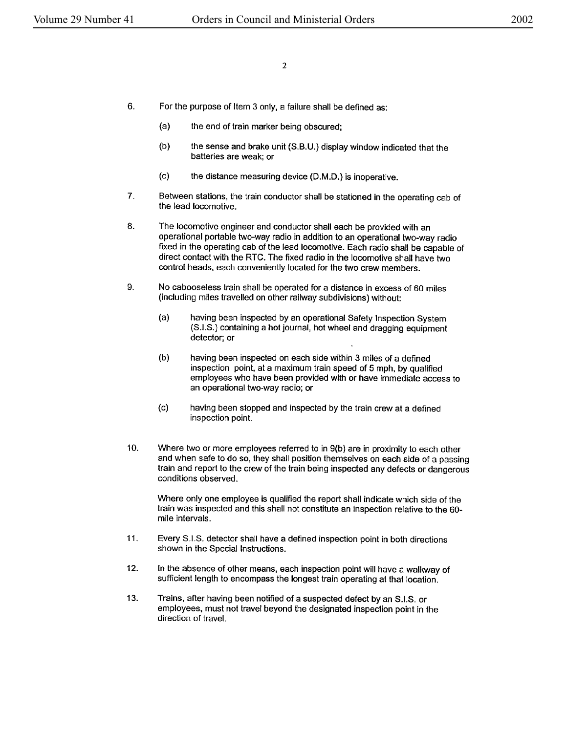6. For the purpose of Item 3 only, a failure shall be defined as:

   (a) the end of train marker being obscured;

   (b) the sense and brake unit (S.B.U.) display window indicated that the batteries are weak; or

   (c) the distance measuring device (D.M.D.) is inoperative.

7. Between stations, the train conductor shall be stationed in the operating cab of the lead locomotive.

8. The locomotive engineer and conductor shall each be provided with an operational portable two-way radio in addition to an operational two-way radio fixed in the operating cab of the lead locomotive. Each radio shall be capable of direct contact with the RTC. The fixed radio in the locomotive shall have two control heads, each conveniently located for the two crew members.

9. No cabooseless train shall be operated for a distance in excess of 60 miles (including miles travelled on other railway subdivisions) without:

   (a) having been inspected by an operational Safety Inspection System (S.I.S.) containing a hot journal, hot wheel and dragging equipment detector; or

   (b) having been inspected on each side within 3 miles of a defined inspection point, at a maximum train speed of 5 mph, by qualified employees who have been provided with or have immediate access to an operational two-way radio; or

   (c) having been stopped and inspected by the train crew at a defined inspection point.

10. Where two or more employees referred to in 9(b) are in proximity to each other and when safe to do so, they shall position themselves on each side of a passing train and report to the crew of the train being inspected any defects or dangerous conditions observed.

    Where only one employee is qualified the report shall indicate which side of the train was inspected and this shall not constitute an inspection relative to the 60-mile intervals.

11. Every S.I.S. detector shall have a defined inspection point in both directions shown in the Special Instructions.

12. In the absence of other means, each inspection point will have a walkway of sufficient length to encompass the longest train operating at that location.

13. Trains, after having been notified of a suspected defect by an S.I.S. or employees, must not travel beyond the designated inspection point in the direction of travel.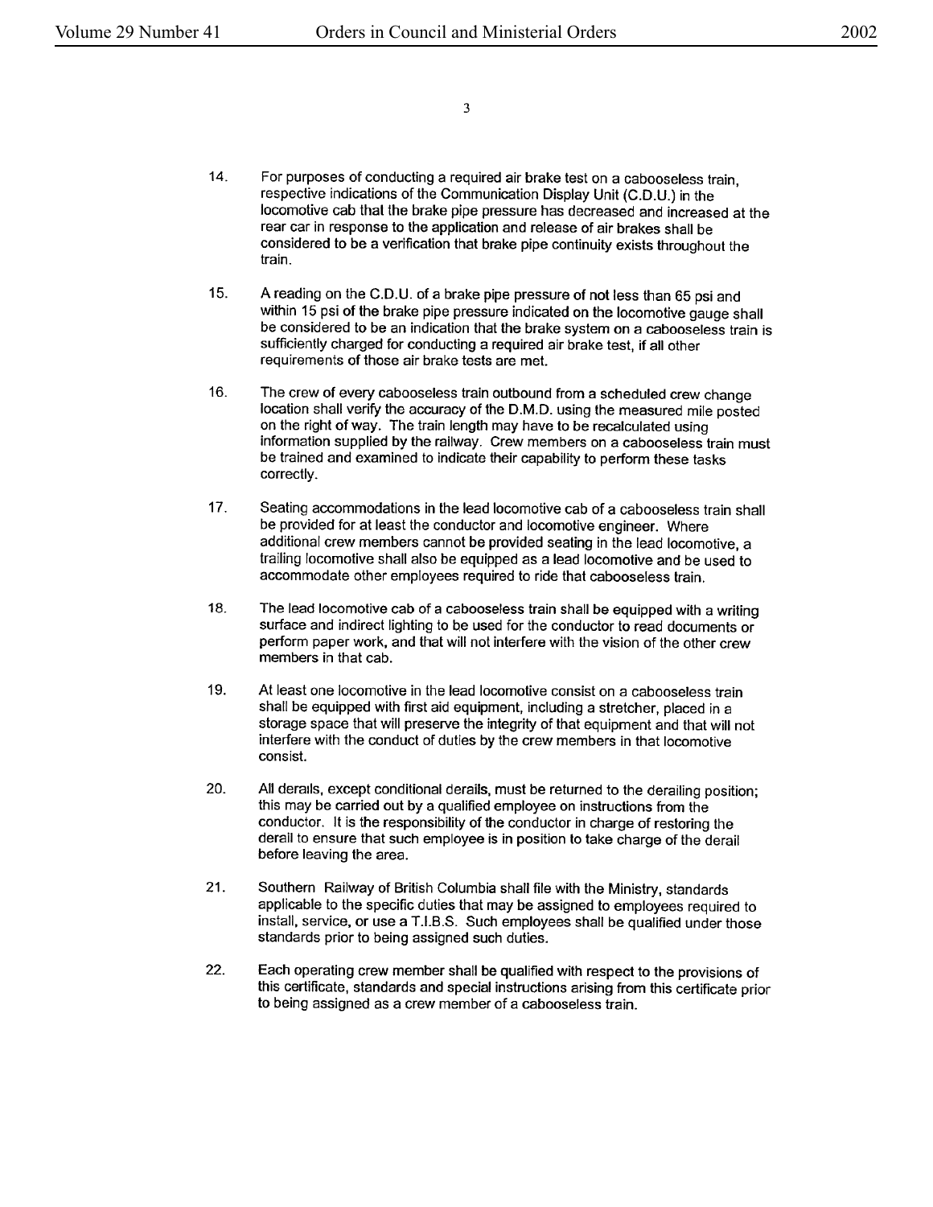14. For purposes of conducting a required air brake test on a cabooseless train, respective indications of the Communication Display Unit (C.D.U.) in the locomotive cab that the brake pipe pressure has decreased and increased at the rear car in response to the application and release of air brakes shall be considered to be a verification that brake pipe continuity exists throughout the train.

15. A reading on the C.D.U. of a brake pipe pressure of not less than 65 psi and within 15 psi of the brake pipe pressure indicated on the locomotive gauge shall be considered to be an indication that the brake system on a cabooseless train is sufficiently charged for conducting a required air brake test, if all other requirements of those air brake tests are met.

16. The crew of every cabooseless train outbound from a scheduled crew change location shall verify the accuracy of the D.M.D. using the measured mile posted on the right of way. The train length may have to be recalculated using information supplied by the railway. Crew members on a cabooseless train must be trained and examined to indicate their capability to perform these tasks correctly.

17. Seating accommodations in the lead locomotive cab of a cabooseless train shall be provided for at least the conductor and locomotive engineer. Where additional crew members cannot be provided seating in the lead locomotive, a trailing locomotive shall also be equipped as a lead locomotive and be used to accommodate other employees required to ride that cabooseless train.

18. The lead locomotive cab of a cabooseless train shall be equipped with a writing surface and indirect lighting to be used for the conductor to read documents or perform paper work, and that will not interfere with the vision of the other crew members in that cab.

19. At least one locomotive in the lead locomotive consist on a cabooseless train shall be equipped with first aid equipment, including a stretcher, placed in a storage space that will preserve the integrity of that equipment and that will not interfere with the conduct of duties by the crew members in that locomotive consist.

20. All derails, except conditional derails, must be returned to the derailing position; this may be carried out by a qualified employee on instructions from the conductor. It is the responsibility of the conductor in charge of restoring the derail to ensure that such employee is in position to take charge of the derail before leaving the area.

21. Southern Railway of British Columbia shall file with the Ministry, standards applicable to the specific duties that may be assigned to employees required to install, service, or use a T.I.B.S. Such employees shall be qualified under those standards prior to being assigned such duties.

22. Each operating crew member shall be qualified with respect to the provisions of this certificate, standards and special instructions arising from this certificate prior to being assigned as a crew member of a cabooseless train.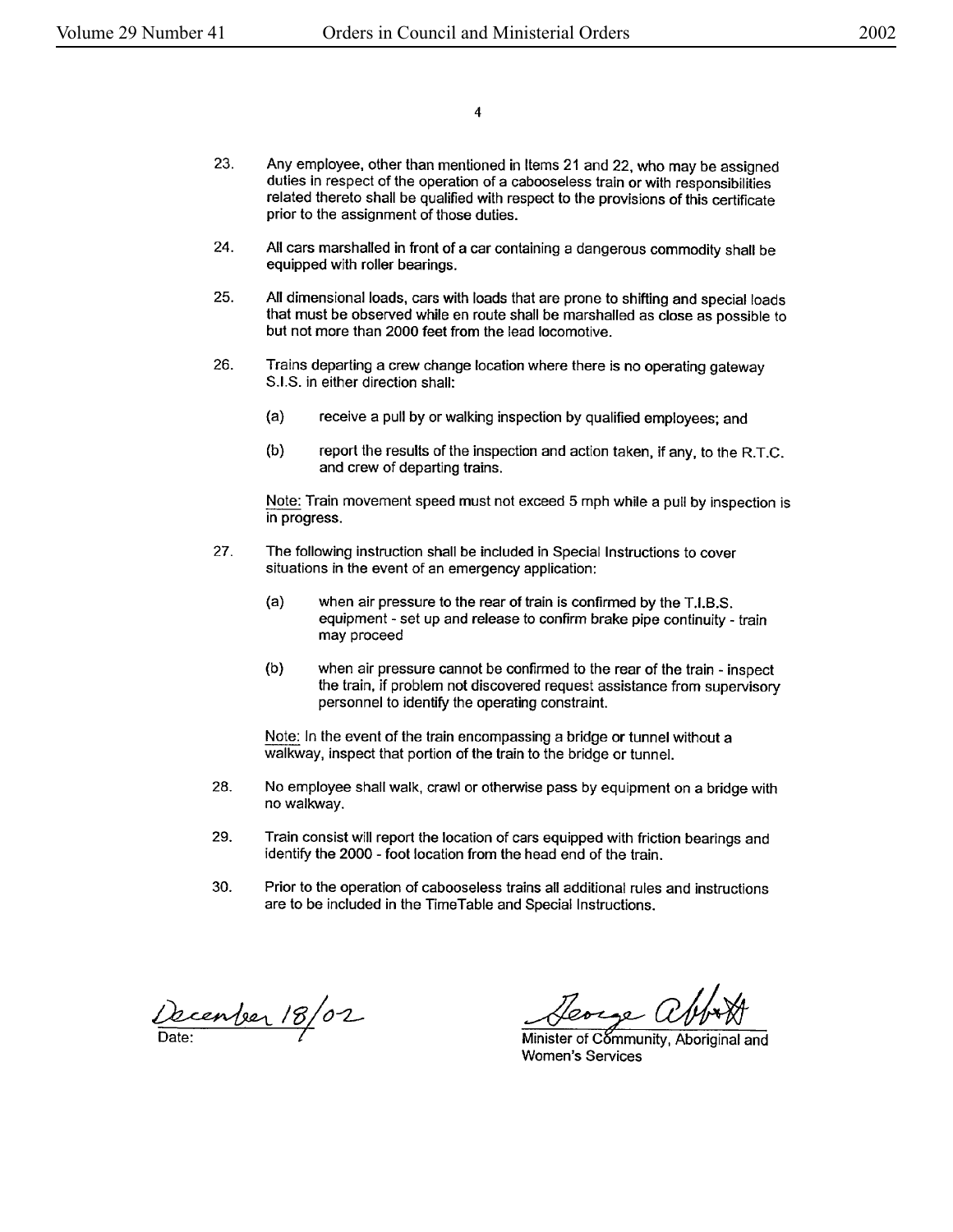23. Any employee, other than mentioned in Items 21 and 22, who may be assigned duties in respect of the operation of a cabooseless train or with responsibilities related thereto shall be qualified with respect to the provisions of this certificate prior to the assignment of those duties.

24. All cars marshalled in front of a car containing a dangerous commodity shall be equipped with roller bearings.

25. All dimensional loads, cars with loads that are prone to shifting and special loads that must be observed while en route shall be marshalled as close as possible to but not more than 2000 feet from the lead locomotive.

26. Trains departing a crew change location where there is no operating gateway S.I.S. in either direction shall:

    (a) receive a pull by or walking inspection by qualified employees; and

    (b) report the results of the inspection and action taken, if any, to the R.T.C. and crew of departing trains.

    Note: Train movement speed must not exceed 5 mph while a pull by inspection is in progress.

27. The following instruction shall be included in Special Instructions to cover situations in the event of an emergency application:

    (a) when air pressure to the rear of train is confirmed by the T.I.B.S. equipment - set up and release to confirm brake pipe continuity - train may proceed

    (b) when air pressure cannot be confirmed to the rear of the train - inspect the train, if problem not discovered request assistance from supervisory personnel to identify the operating constraint.

    Note: In the event of the train encompassing a bridge or tunnel without a walkway, inspect that portion of the train to the bridge or tunnel.

28. No employee shall walk, crawl or otherwise pass by equipment on a bridge with no walkway.

29. Train consist will report the location of cars equipped with friction bearings and identify the 2000 - foot location from the head end of the train.

30. Prior to the operation of cabooseless trains all additional rules and instructions are to be included in the TimeTable and Special Instructions.

December 18/02
Date:

George Abbott
Minister of Community, Aboriginal and Women's Services